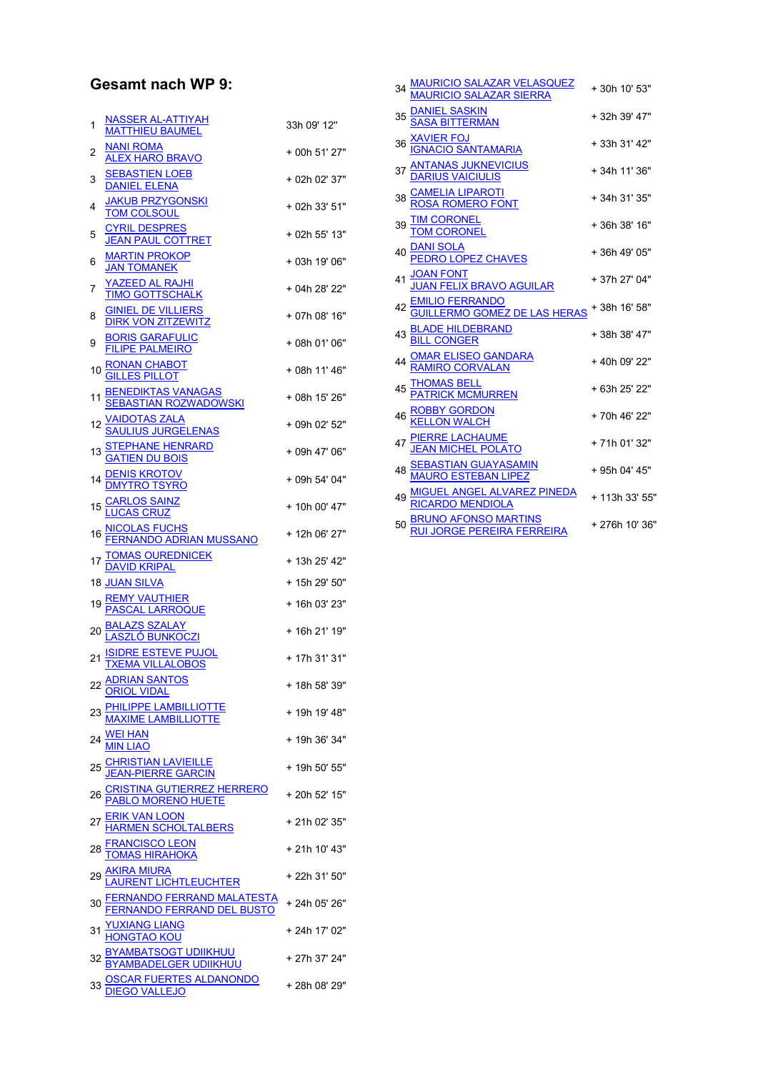## Gesamt nach WP 9:

| Pos. | Crew | Zeit |
|---|---|---|
| 1 | NASSER AL-ATTIYAH<br>MATTHIEU BAUMEL | 33h 09' 12'' |
| 2 | NANI ROMA<br>ALEX HARO BRAVO | + 00h 51' 27'' |
| 3 | SEBASTIEN LOEB<br>DANIEL ELENA | + 02h 02' 37'' |
| 4 | JAKUB PRZYGONSKI<br>TOM COLSOUL | + 02h 33' 51'' |
| 5 | CYRIL DESPRES<br>JEAN PAUL COTTRET | + 02h 55' 13'' |
| 6 | MARTIN PROKOP<br>JAN TOMANEK | + 03h 19' 06'' |
| 7 | YAZEED AL RAJHI<br>TIMO GOTTSCHALK | + 04h 28' 22'' |
| 8 | GINIEL DE VILLIERS<br>DIRK VON ZITZEWITZ | + 07h 08' 16'' |
| 9 | BORIS GARAFULIC<br>FILIPE PALMEIRO | + 08h 01' 06'' |
| 10 | RONAN CHABOT<br>GILLES PILLOT | + 08h 11' 46'' |
| 11 | BENEDIKTAS VANAGAS<br>SEBASTIAN ROZWADOWSKI | + 08h 15' 26'' |
| 12 | VAIDOTAS ZALA<br>SAULIUS JURGELENAS | + 09h 02' 52'' |
| 13 | STEPHANE HENRARD<br>GATIEN DU BOIS | + 09h 47' 06'' |
| 14 | DENIS KROTOV<br>DMYTRO TSYRO | + 09h 54' 04'' |
| 15 | CARLOS SAINZ<br>LUCAS CRUZ | + 10h 00' 47'' |
| 16 | NICOLAS FUCHS<br>FERNANDO ADRIAN MUSSANO | + 12h 06' 27'' |
| 17 | TOMAS OUREDNICEK<br>DAVID KRIPAL | + 13h 25' 42'' |
| 18 | JUAN SILVA | + 15h 29' 50'' |
| 19 | REMY VAUTHIER<br>PASCAL LARROQUE | + 16h 03' 23'' |
| 20 | BALAZS SZALAY<br>LASZLO BUNKOCZI | + 16h 21' 19'' |
| 21 | ISIDRE ESTEVE PUJOL<br>TXEMA VILLALOBOS | + 17h 31' 31'' |
| 22 | ADRIAN SANTOS<br>ORIOL VIDAL | + 18h 58' 39'' |
| 23 | PHILIPPE LAMBILLIOTTE<br>MAXIME LAMBILLIOTTE | + 19h 19' 48'' |
| 24 | WEI HAN<br>MIN LIAO | + 19h 36' 34'' |
| 25 | CHRISTIAN LAVIEILLE<br>JEAN-PIERRE GARCIN | + 19h 50' 55'' |
| 26 | CRISTINA GUTIERREZ HERRERO<br>PABLO MORENO HUETE | + 20h 52' 15'' |
| 27 | ERIK VAN LOON<br>HARMEN SCHOLTALBERS | + 21h 02' 35'' |
| 28 | FRANCISCO LEON<br>TOMAS HIRAHOKA | + 21h 10' 43'' |
| 29 | AKIRA MIURA<br>LAURENT LICHTLEUCHTER | + 22h 31' 50'' |
| 30 | FERNANDO FERRAND MALATESTA<br>FERNANDO FERRAND DEL BUSTO | + 24h 05' 26'' |
| 31 | YUXIANG LIANG<br>HONGTAO KOU | + 24h 17' 02'' |
| 32 | BYAMBATSOGT UDIIKHUU<br>BYAMBADELGER UDIIKHUU | + 27h 37' 24'' |
| 33 | OSCAR FUERTES ALDANONDO<br>DIEGO VALLEJO | + 28h 08' 29'' |
| 34 | MAURICIO SALAZAR VELASQUEZ<br>MAURICIO SALAZAR SIERRA | + 30h 10' 53'' |
| 35 | DANIEL SASKIN<br>SASA BITTERMAN | + 32h 39' 47'' |
| 36 | XAVIER FOJ<br>IGNACIO SANTAMARIA | + 33h 31' 42'' |
| 37 | ANTANAS JUKNEVICIUS<br>DARIUS VAICIULIS | + 34h 11' 36'' |
| 38 | CAMELIA LIPAROTI<br>ROSA ROMERO FONT | + 34h 31' 35'' |
| 39 | TIM CORONEL<br>TOM CORONEL | + 36h 38' 16'' |
| 40 | DANI SOLA<br>PEDRO LOPEZ CHAVES | + 36h 49' 05'' |
| 41 | JOAN FONT<br>JUAN FELIX BRAVO AGUILAR | + 37h 27' 04'' |
| 42 | EMILIO FERRANDO<br>GUILLERMO GOMEZ DE LAS HERAS | + 38h 16' 58'' |
| 43 | BLADE HILDEBRAND<br>BILL CONGER | + 38h 38' 47'' |
| 44 | OMAR ELISEO GANDARA<br>RAMIRO CORVALAN | + 40h 09' 22'' |
| 45 | THOMAS BELL<br>PATRICK MCMURREN | + 63h 25' 22'' |
| 46 | ROBBY GORDON<br>KELLON WALCH | + 70h 46' 22'' |
| 47 | PIERRE LACHAUME<br>JEAN MICHEL POLATO | + 71h 01' 32'' |
| 48 | SEBASTIAN GUAYASAMIN<br>MAURO ESTEBAN LIPEZ | + 95h 04' 45'' |
| 49 | MIGUEL ANGEL ALVAREZ PINEDA<br>RICARDO MENDIOLA | + 113h 33' 55'' |
| 50 | BRUNO AFONSO MARTINS<br>RUI JORGE PEREIRA FERREIRA | + 276h 10' 36'' |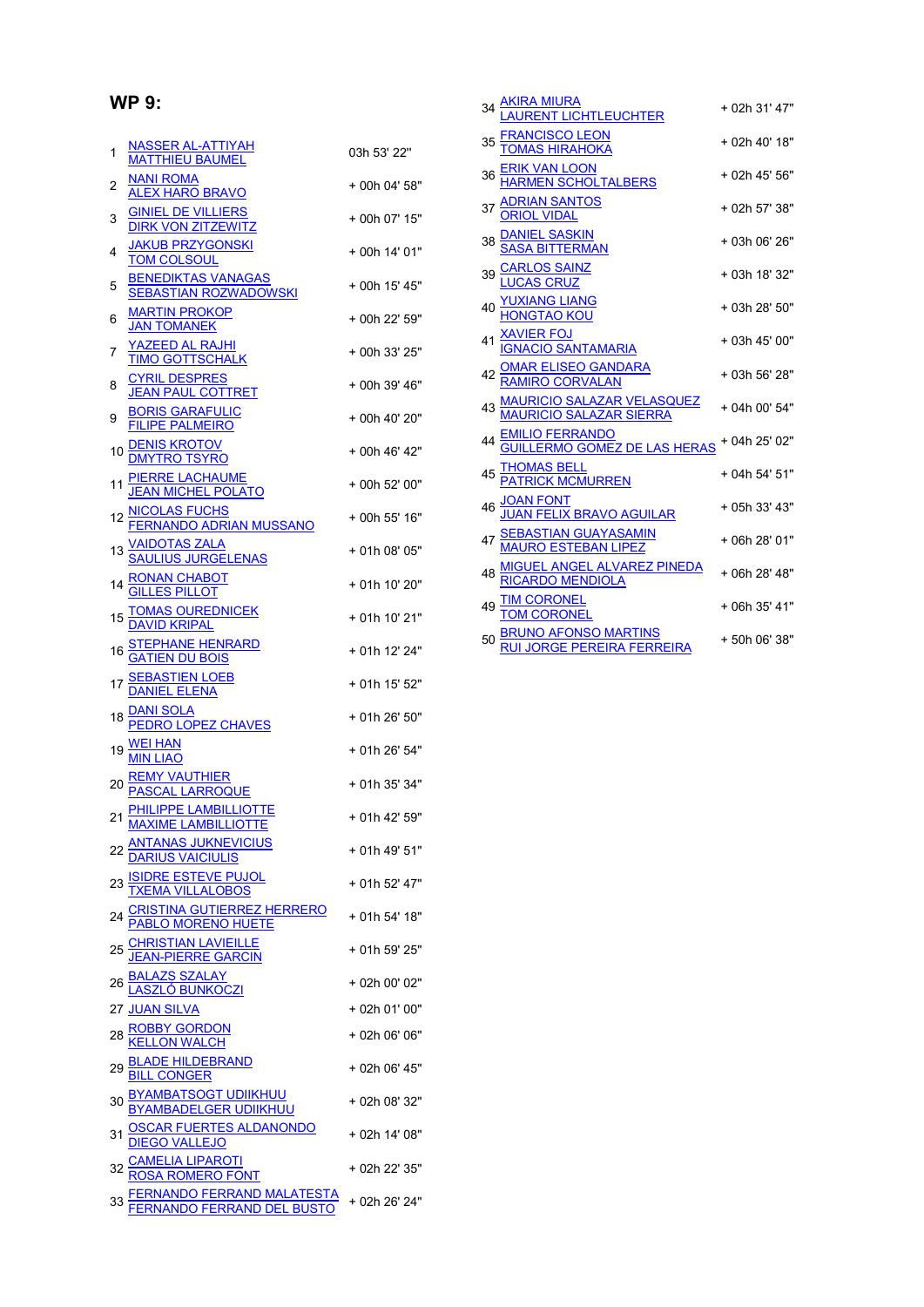## WP 9:

| | | |
|---|---|---|
| 1 | NASSER AL-ATTIYAH<br>MATTHIEU BAUMEL | 03h 53' 22'' |
| 2 | NANI ROMA<br>ALEX HARO BRAVO | + 00h 04' 58'' |
| 3 | GINIEL DE VILLIERS<br>DIRK VON ZITZEWITZ | + 00h 07' 15'' |
| 4 | JAKUB PRZYGONSKI<br>TOM COLSOUL | + 00h 14' 01'' |
| 5 | BENEDIKTAS VANAGAS<br>SEBASTIAN ROZWADOWSKI | + 00h 15' 45'' |
| 6 | MARTIN PROKOP<br>JAN TOMANEK | + 00h 22' 59'' |
| 7 | YAZEED AL RAJHI<br>TIMO GOTTSCHALK | + 00h 33' 25'' |
| 8 | CYRIL DESPRES<br>JEAN PAUL COTTRET | + 00h 39' 46'' |
| 9 | BORIS GARAFULIC<br>FILIPE PALMEIRO | + 00h 40' 20'' |
| 10 | DENIS KROTOV<br>DMYTRO TSYRO | + 00h 46' 42'' |
| 11 | PIERRE LACHAUME<br>JEAN MICHEL POLATO | + 00h 52' 00'' |
| 12 | NICOLAS FUCHS<br>FERNANDO ADRIAN MUSSANO | + 00h 55' 16'' |
| 13 | VAIDOTAS ZALA<br>SAULIUS JURGELENAS | + 01h 08' 05'' |
| 14 | RONAN CHABOT<br>GILLES PILLOT | + 01h 10' 20'' |
| 15 | TOMAS OUREDNICEK<br>DAVID KRIPAL | + 01h 10' 21'' |
| 16 | STEPHANE HENRARD<br>GATIEN DU BOIS | + 01h 12' 24'' |
| 17 | SEBASTIEN LOEB<br>DANIEL ELENA | + 01h 15' 52'' |
| 18 | DANI SOLA<br>PEDRO LOPEZ CHAVES | + 01h 26' 50'' |
| 19 | WEI HAN<br>MIN LIAO | + 01h 26' 54'' |
| 20 | REMY VAUTHIER<br>PASCAL LARROQUE | + 01h 35' 34'' |
| 21 | PHILIPPE LAMBILLIOTTE<br>MAXIME LAMBILLIOTTE | + 01h 42' 59'' |
| 22 | ANTANAS JUKNEVICIUS<br>DARIUS VAICIULIS | + 01h 49' 51'' |
| 23 | ISIDRE ESTEVE PUJOL<br>TXEMA VILLALOBOS | + 01h 52' 47'' |
| 24 | CRISTINA GUTIERREZ HERRERO<br>PABLO MORENO HUETE | + 01h 54' 18'' |
| 25 | CHRISTIAN LAVIEILLE<br>JEAN-PIERRE GARCIN | + 01h 59' 25'' |
| 26 | BALAZS SZALAY<br>LASZLO BUNKOCZI | + 02h 00' 02'' |
| 27 | JUAN SILVA | + 02h 01' 00'' |
| 28 | ROBBY GORDON<br>KELLON WALCH | + 02h 06' 06'' |
| 29 | BLADE HILDEBRAND<br>BILL CONGER | + 02h 06' 45'' |
| 30 | BYAMBATSOGT UDIIKHUU<br>BYAMBADELGER UDIIKHUU | + 02h 08' 32'' |
| 31 | OSCAR FUERTES ALDANONDO<br>DIEGO VALLEJO | + 02h 14' 08'' |
| 32 | CAMELIA LIPAROTI<br>ROSA ROMERO FONT | + 02h 22' 35'' |
| 33 | FERNANDO FERRAND MALATESTA<br>FERNANDO FERRAND DEL BUSTO | + 02h 26' 24'' |
| 34 | AKIRA MIURA<br>LAURENT LICHTLEUCHTER | + 02h 31' 47'' |
| 35 | FRANCISCO LEON<br>TOMAS HIRAHOKA | + 02h 40' 18'' |
| 36 | ERIK VAN LOON<br>HARMEN SCHOLTALBERS | + 02h 45' 56'' |
| 37 | ADRIAN SANTOS<br>ORIOL VIDAL | + 02h 57' 38'' |
| 38 | DANIEL SASKIN<br>SASA BITTERMAN | + 03h 06' 26'' |
| 39 | CARLOS SAINZ<br>LUCAS CRUZ | + 03h 18' 32'' |
| 40 | YUXIANG LIANG<br>HONGTAO KOU | + 03h 28' 50'' |
| 41 | XAVIER FOJ<br>IGNACIO SANTAMARIA | + 03h 45' 00'' |
| 42 | OMAR ELISEO GANDARA<br>RAMIRO CORVALAN | + 03h 56' 28'' |
| 43 | MAURICIO SALAZAR VELASQUEZ<br>MAURICIO SALAZAR SIERRA | + 04h 00' 54'' |
| 44 | EMILIO FERRANDO<br>GUILLERMO GOMEZ DE LAS HERAS | + 04h 25' 02'' |
| 45 | THOMAS BELL<br>PATRICK MCMURREN | + 04h 54' 51'' |
| 46 | JOAN FONT<br>JUAN FELIX BRAVO AGUILAR | + 05h 33' 43'' |
| 47 | SEBASTIAN GUAYASAMIN<br>MAURO ESTEBAN LIPEZ | + 06h 28' 01'' |
| 48 | MIGUEL ANGEL ALVAREZ PINEDA<br>RICARDO MENDIOLA | + 06h 28' 48'' |
| 49 | TIM CORONEL<br>TOM CORONEL | + 06h 35' 41'' |
| 50 | BRUNO AFONSO MARTINS<br>RUI JORGE PEREIRA FERREIRA | + 50h 06' 38'' |